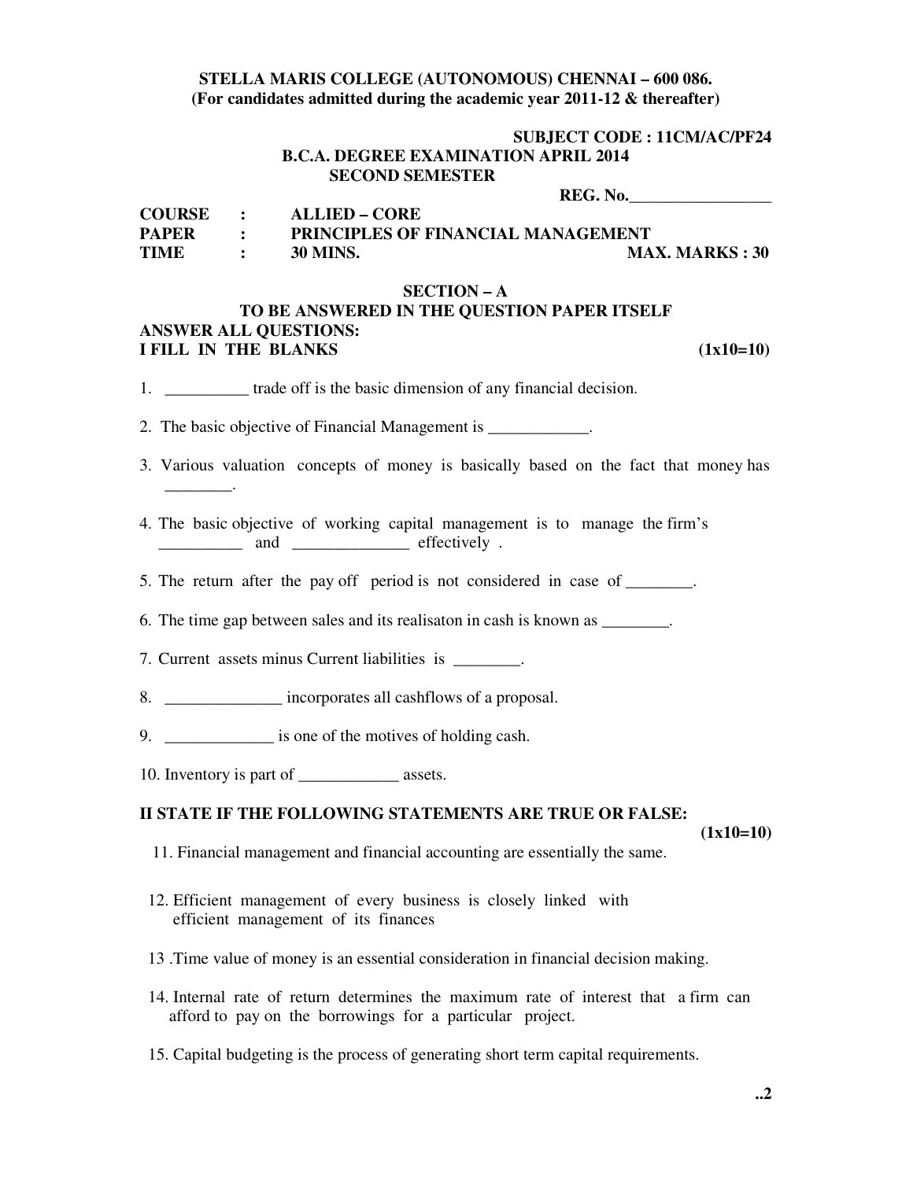**STELLA MARIS COLLEGE (AUTONOMOUS) CHENNAI – 600 086.**
**(For candidates admitted during the academic year 2011-12 & thereafter)**

**SUBJECT CODE : 11CM/AC/PF24**

**B.C.A. DEGREE EXAMINATION APRIL 2014**
**SECOND SEMESTER**

**REG. No.\_\_\_\_\_\_\_\_\_\_\_\_\_\_\_\_\_**

**COURSE : ALLIED – CORE**
**PAPER : PRINCIPLES OF FINANCIAL MANAGEMENT**
**TIME : 30 MINS. MAX. MARKS : 30**

## SECTION – A

**TO BE ANSWERED IN THE QUESTION PAPER ITSELF**

**ANSWER ALL QUESTIONS:**

**I FILL IN THE BLANKS (1x10=10)**

1. __________ trade off is the basic dimension of any financial decision.
2. The basic objective of Financial Management is ____________.
3. Various valuation concepts of money is basically based on the fact that money has ________.
4. The basic objective of working capital management is to manage the firm's __________ and ______________ effectively .
5. The return after the pay off period is not considered in case of ________.
6. The time gap between sales and its realisaton in cash is known as ________.
7. Current assets minus Current liabilities is ________.
8. ______________ incorporates all cashflows of a proposal.
9. _____________ is one of the motives of holding cash.
10. Inventory is part of ____________ assets.

**II STATE IF THE FOLLOWING STATEMENTS ARE TRUE OR FALSE: (1x10=10)**

11. Financial management and financial accounting are essentially the same.
12. Efficient management of every business is closely linked with efficient management of its finances
13. Time value of money is an essential consideration in financial decision making.
14. Internal rate of return determines the maximum rate of interest that a firm can afford to pay on the borrowings for a particular project.
15. Capital budgeting is the process of generating short term capital requirements.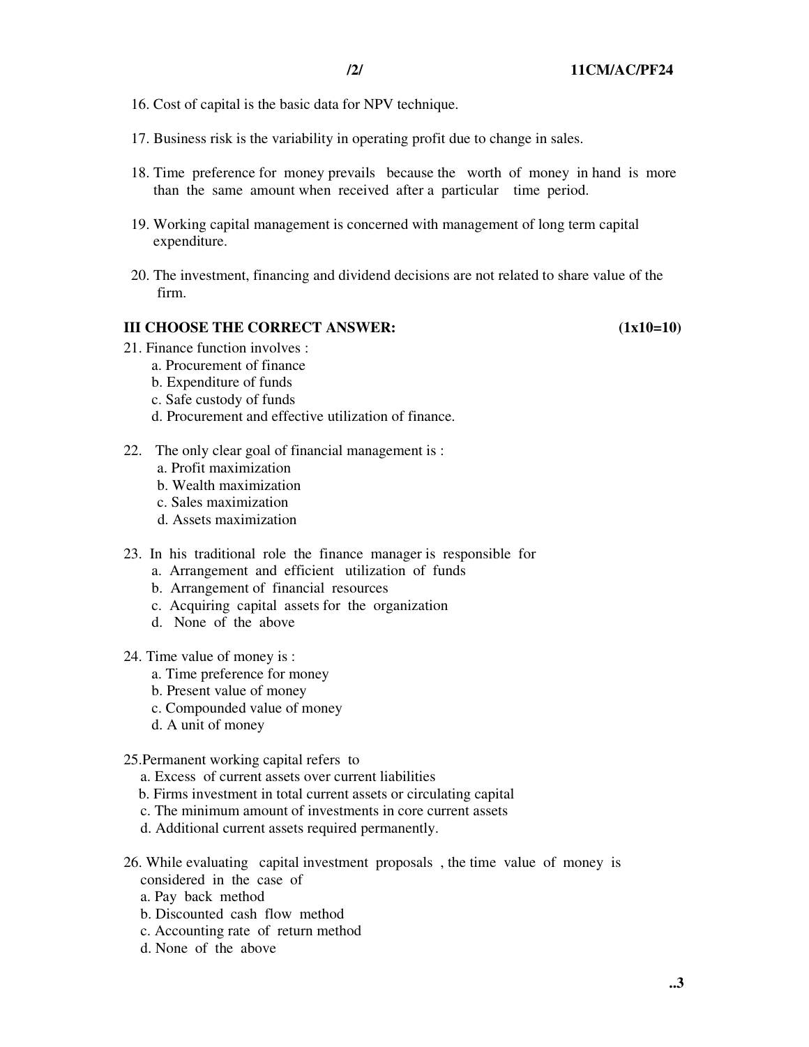16. Cost of capital is the basic data for NPV technique.

17. Business risk is the variability in operating profit due to change in sales.

18. Time preference for money prevails because the worth of money in hand is more than the same amount when received after a particular time period.

19. Working capital management is concerned with management of long term capital expenditure.

20. The investment, financing and dividend decisions are not related to share value of the firm.

### III CHOOSE THE CORRECT ANSWER: (1x10=10)

21. Finance function involves :
    a. Procurement of finance
    b. Expenditure of funds
    c. Safe custody of funds
    d. Procurement and effective utilization of finance.

22. The only clear goal of financial management is :
    a. Profit maximization
    b. Wealth maximization
    c. Sales maximization
    d. Assets maximization

23. In his traditional role the finance manager is responsible for
    a. Arrangement and efficient utilization of funds
    b. Arrangement of financial resources
    c. Acquiring capital assets for the organization
    d. None of the above

24. Time value of money is :
    a. Time preference for money
    b. Present value of money
    c. Compounded value of money
    d. A unit of money

25. Permanent working capital refers to
    a. Excess of current assets over current liabilities
    b. Firms investment in total current assets or circulating capital
    c. The minimum amount of investments in core current assets
    d. Additional current assets required permanently.

26. While evaluating capital investment proposals , the time value of money is considered in the case of
    a. Pay back method
    b. Discounted cash flow method
    c. Accounting rate of return method
    d. None of the above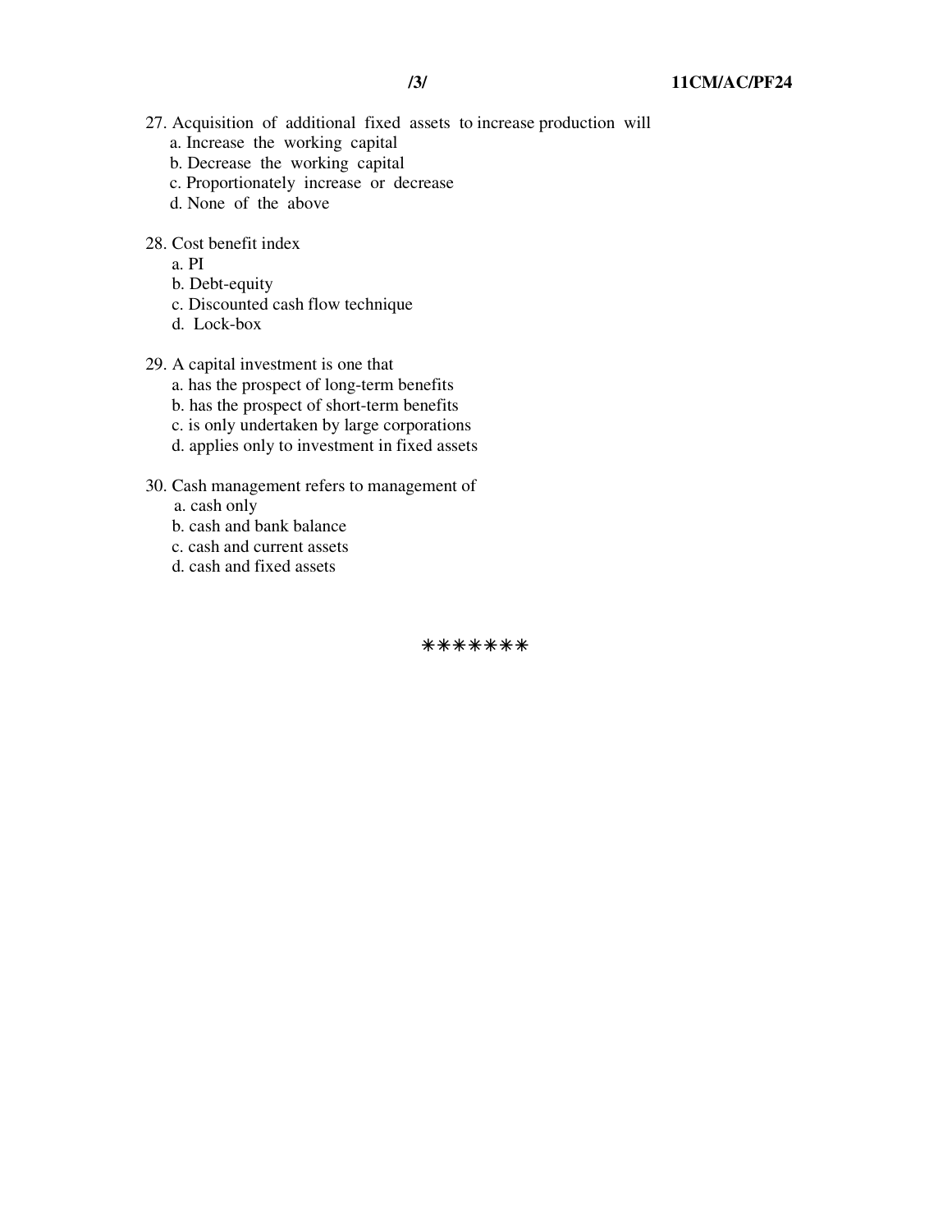27. Acquisition of additional fixed assets to increase production will
    a. Increase the working capital
    b. Decrease the working capital
    c. Proportionately increase or decrease
    d. None of the above

28. Cost benefit index
    a. PI
    b. Debt-equity
    c. Discounted cash flow technique
    d. Lock-box

29. A capital investment is one that
    a. has the prospect of long-term benefits
    b. has the prospect of short-term benefits
    c. is only undertaken by large corporations
    d. applies only to investment in fixed assets

30. Cash management refers to management of
    a. cash only
    b. cash and bank balance
    c. cash and current assets
    d. cash and fixed assets

*******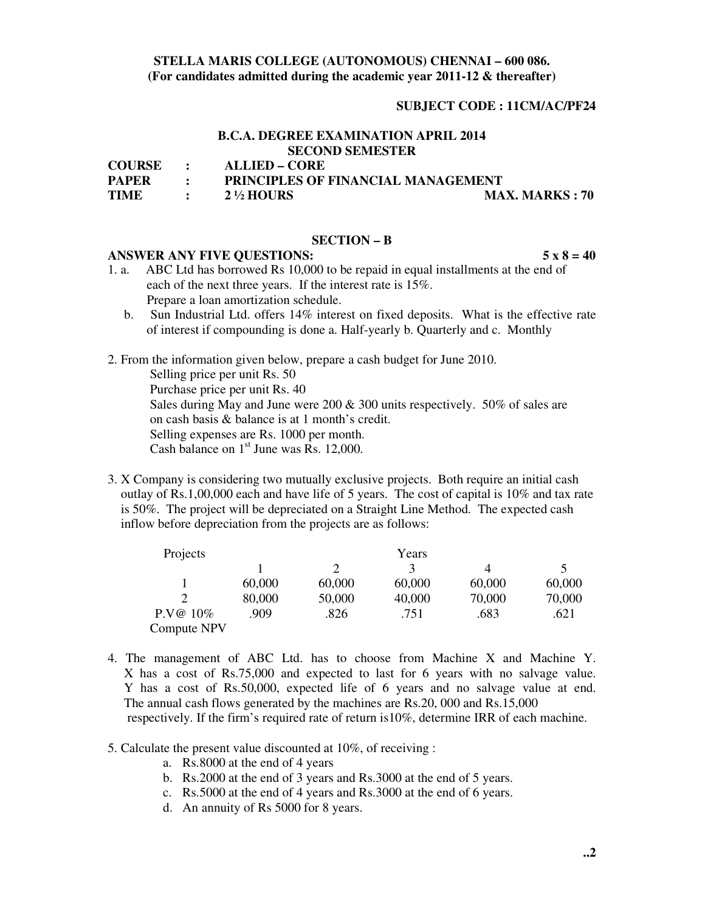**STELLA MARIS COLLEGE (AUTONOMOUS) CHENNAI – 600 086.**
**(For candidates admitted during the academic year 2011-12 & thereafter)**

**SUBJECT CODE : 11CM/AC/PF24**

**B.C.A. DEGREE EXAMINATION APRIL 2014**
**SECOND SEMESTER**

**COURSE : ALLIED – CORE**
**PAPER : PRINCIPLES OF FINANCIAL MANAGEMENT**
**TIME : 2 ½ HOURS** **MAX. MARKS : 70**

## SECTION – B

**ANSWER ANY FIVE QUESTIONS: 5 x 8 = 40**

1. a. ABC Ltd has borrowed Rs 10,000 to be repaid in equal installments at the end of each of the next three years. If the interest rate is 15%. Prepare a loan amortization schedule.

   b. Sun Industrial Ltd. offers 14% interest on fixed deposits. What is the effective rate of interest if compounding is done a. Half-yearly b. Quarterly and c. Monthly

2. From the information given below, prepare a cash budget for June 2010.
   Selling price per unit Rs. 50
   Purchase price per unit Rs. 40
   Sales during May and June were 200 & 300 units respectively. 50% of sales are on cash basis & balance is at 1 month's credit.
   Selling expenses are Rs. 1000 per month.
   Cash balance on 1st June was Rs. 12,000.

3. X Company is considering two mutually exclusive projects. Both require an initial cash outlay of Rs.1,00,000 each and have life of 5 years. The cost of capital is 10% and tax rate is 50%. The project will be depreciated on a Straight Line Method. The expected cash inflow before depreciation from the projects are as follows:

| Projects | Years | | | | |
|---|---|---|---|---|---|
| | 1 | 2 | 3 | 4 | 5 |
| 1 | 60,000 | 60,000 | 60,000 | 60,000 | 60,000 |
| 2 | 80,000 | 50,000 | 40,000 | 70,000 | 70,000 |
| P.V@ 10% | .909 | .826 | .751 | .683 | .621 |

   Compute NPV

4. The management of ABC Ltd. has to choose from Machine X and Machine Y. X has a cost of Rs.75,000 and expected to last for 6 years with no salvage value. Y has a cost of Rs.50,000, expected life of 6 years and no salvage value at end. The annual cash flows generated by the machines are Rs.20, 000 and Rs.15,000 respectively. If the firm's required rate of return is10%, determine IRR of each machine.

5. Calculate the present value discounted at 10%, of receiving :
   a. Rs.8000 at the end of 4 years
   b. Rs.2000 at the end of 3 years and Rs.3000 at the end of 5 years.
   c. Rs.5000 at the end of 4 years and Rs.3000 at the end of 6 years.
   d. An annuity of Rs 5000 for 8 years.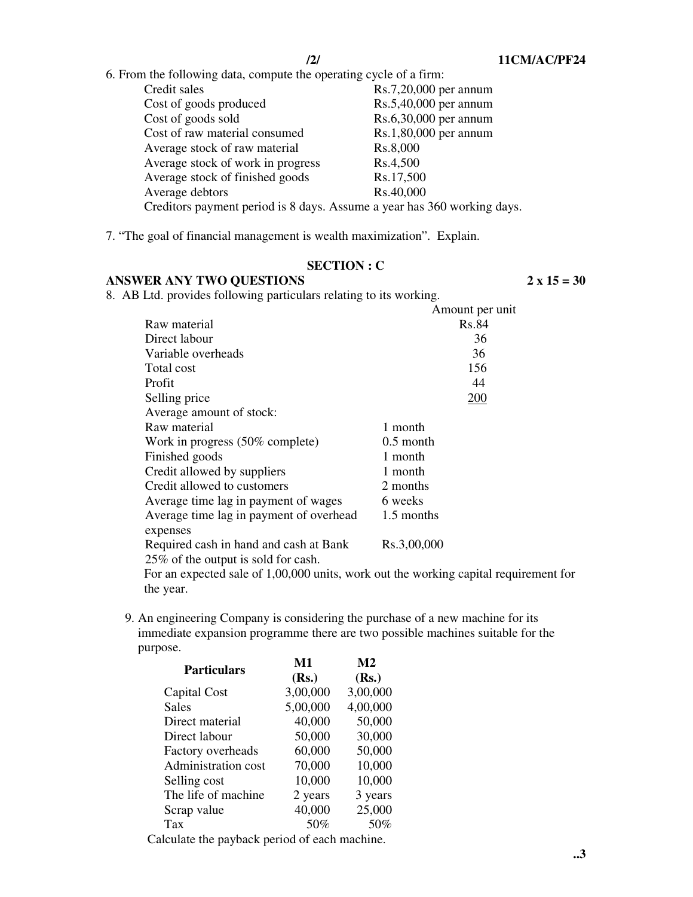6. From the following data, compute the operating cycle of a firm:

| | |
|---|---|
| Credit sales | Rs.7,20,000 per annum |
| Cost of goods produced | Rs.5,40,000 per annum |
| Cost of goods sold | Rs.6,30,000 per annum |
| Cost of raw material consumed | Rs.1,80,000 per annum |
| Average stock of raw material | Rs.8,000 |
| Average stock of work in progress | Rs.4,500 |
| Average stock of finished goods | Rs.17,500 |
| Average debtors | Rs.40,000 |

Creditors payment period is 8 days. Assume a year has 360 working days.

7. "The goal of financial management is wealth maximization". Explain.

## SECTION : C

**ANSWER ANY TWO QUESTIONS** **2 x 15 = 30**

8. AB Ltd. provides following particulars relating to its working.

| | Amount per unit |
|---|---|
| Raw material | Rs.84 |
| Direct labour | 36 |
| Variable overheads | 36 |
| Total cost | 156 |
| Profit | 44 |
| Selling price | 200 |

Average amount of stock:

| | |
|---|---|
| Raw material | 1 month |
| Work in progress (50% complete) | 0.5 month |
| Finished goods | 1 month |
| Credit allowed by suppliers | 1 month |
| Credit allowed to customers | 2 months |
| Average time lag in payment of wages | 6 weeks |
| Average time lag in payment of overhead expenses | 1.5 months |
| Required cash in hand and cash at Bank | Rs.3,00,000 |

25% of the output is sold for cash.

For an expected sale of 1,00,000 units, work out the working capital requirement for the year.

9. An engineering Company is considering the purchase of a new machine for its immediate expansion programme there are two possible machines suitable for the purpose.

| Particulars | M1 (Rs.) | M2 (Rs.) |
|---|---|---|
| Capital Cost | 3,00,000 | 3,00,000 |
| Sales | 5,00,000 | 4,00,000 |
| Direct material | 40,000 | 50,000 |
| Direct labour | 50,000 | 30,000 |
| Factory overheads | 60,000 | 50,000 |
| Administration cost | 70,000 | 10,000 |
| Selling cost | 10,000 | 10,000 |
| The life of machine | 2 years | 3 years |
| Scrap value | 40,000 | 25,000 |
| Tax | 50% | 50% |

Calculate the payback period of each machine.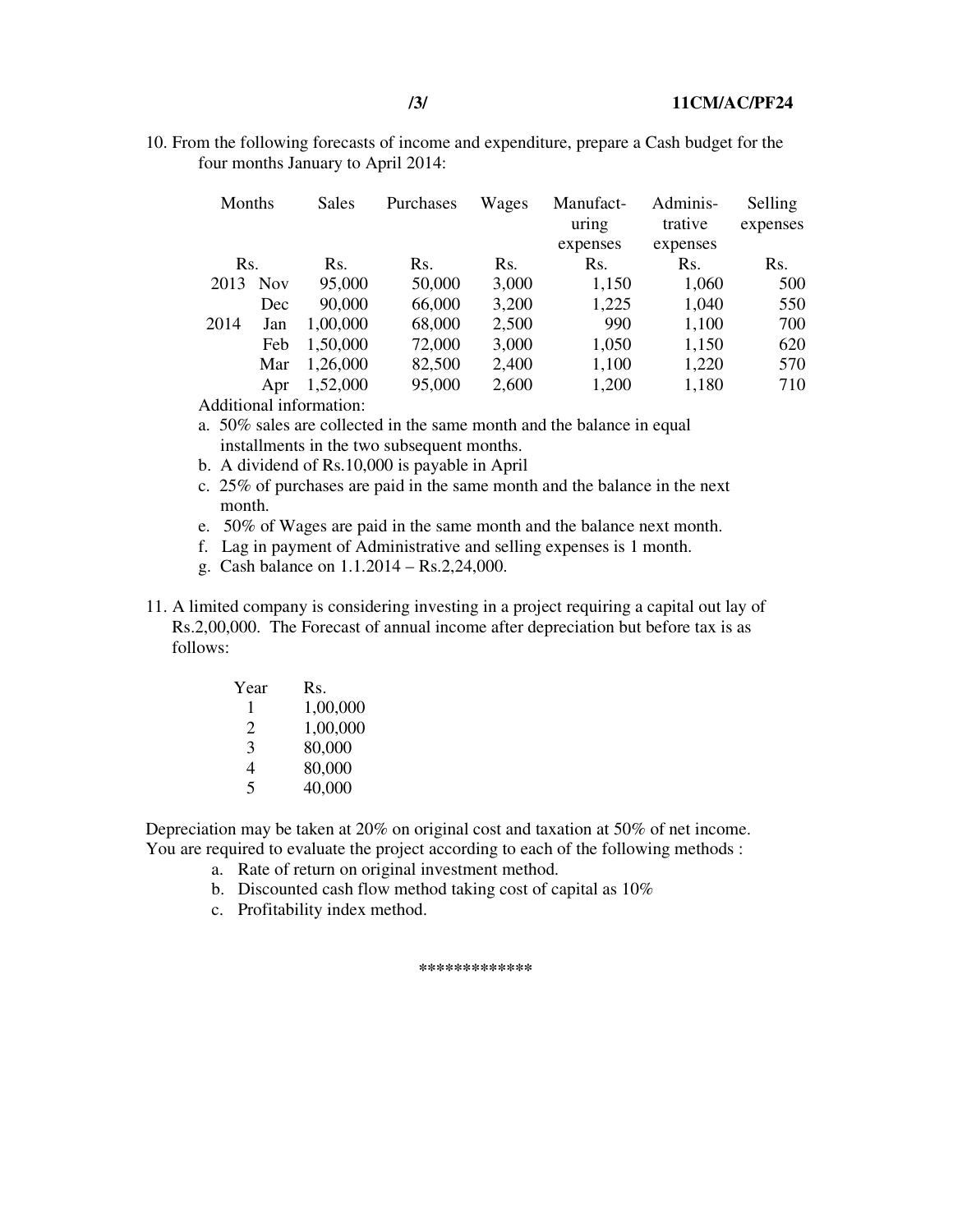10. From the following forecasts of income and expenditure, prepare a Cash budget for the four months January to April 2014:

| Months | | Sales | Purchases | Wages | Manufacturing expenses | Administrative expenses | Selling expenses |
|---|---|---|---|---|---|---|---|
| Rs. | | Rs. | Rs. | Rs. | Rs. | Rs. | Rs. |
| 2013 | Nov | 95,000 | 50,000 | 3,000 | 1,150 | 1,060 | 500 |
| | Dec | 90,000 | 66,000 | 3,200 | 1,225 | 1,040 | 550 |
| 2014 | Jan | 1,00,000 | 68,000 | 2,500 | 990 | 1,100 | 700 |
| | Feb | 1,50,000 | 72,000 | 3,000 | 1,050 | 1,150 | 620 |
| | Mar | 1,26,000 | 82,500 | 2,400 | 1,100 | 1,220 | 570 |
| | Apr | 1,52,000 | 95,000 | 2,600 | 1,200 | 1,180 | 710 |

Additional information:

a. 50% sales are collected in the same month and the balance in equal installments in the two subsequent months.

b. A dividend of Rs.10,000 is payable in April

c. 25% of purchases are paid in the same month and the balance in the next month.

e. 50% of Wages are paid in the same month and the balance next month.

f. Lag in payment of Administrative and selling expenses is 1 month.

g. Cash balance on 1.1.2014 – Rs.2,24,000.

11. A limited company is considering investing in a project requiring a capital out lay of Rs.2,00,000. The Forecast of annual income after depreciation but before tax is as follows:

| Year | Rs. |
|---|---|
| 1 | 1,00,000 |
| 2 | 1,00,000 |
| 3 | 80,000 |
| 4 | 80,000 |
| 5 | 40,000 |

Depreciation may be taken at 20% on original cost and taxation at 50% of net income. You are required to evaluate the project according to each of the following methods :

a. Rate of return on original investment method.

b. Discounted cash flow method taking cost of capital as 10%

c. Profitability index method.

*************